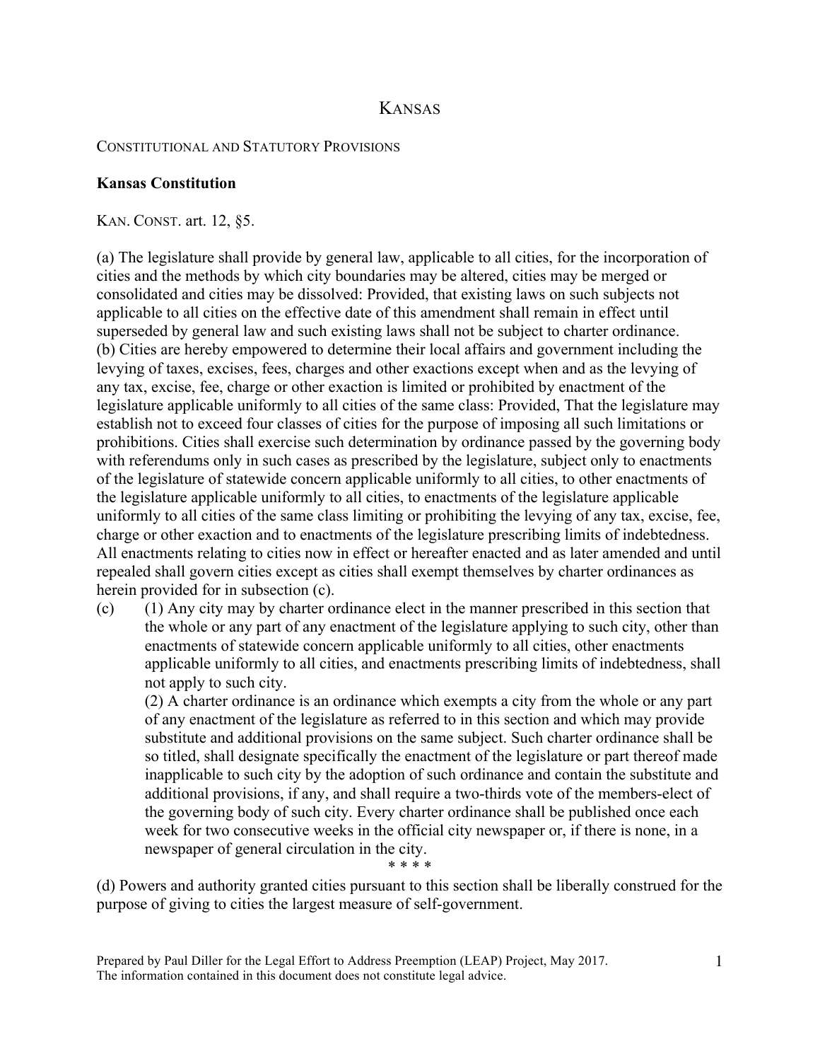# KANSAS

CONSTITUTIONAL AND STATUTORY PROVISIONS

**Kansas Constitution**

KAN. CONST. art. 12, §5.

(a) The legislature shall provide by general law, applicable to all cities, for the incorporation of cities and the methods by which city boundaries may be altered, cities may be merged or consolidated and cities may be dissolved: Provided, that existing laws on such subjects not applicable to all cities on the effective date of this amendment shall remain in effect until superseded by general law and such existing laws shall not be subject to charter ordinance.
(b) Cities are hereby empowered to determine their local affairs and government including the levying of taxes, excises, fees, charges and other exactions except when and as the levying of any tax, excise, fee, charge or other exaction is limited or prohibited by enactment of the legislature applicable uniformly to all cities of the same class: Provided, That the legislature may establish not to exceed four classes of cities for the purpose of imposing all such limitations or prohibitions. Cities shall exercise such determination by ordinance passed by the governing body with referendums only in such cases as prescribed by the legislature, subject only to enactments of the legislature of statewide concern applicable uniformly to all cities, to other enactments of the legislature applicable uniformly to all cities, to enactments of the legislature applicable uniformly to all cities of the same class limiting or prohibiting the levying of any tax, excise, fee, charge or other exaction and to enactments of the legislature prescribing limits of indebtedness. All enactments relating to cities now in effect or hereafter enacted and as later amended and until repealed shall govern cities except as cities shall exempt themselves by charter ordinances as herein provided for in subsection (c).
(c) (1) Any city may by charter ordinance elect in the manner prescribed in this section that the whole or any part of any enactment of the legislature applying to such city, other than enactments of statewide concern applicable uniformly to all cities, other enactments applicable uniformly to all cities, and enactments prescribing limits of indebtedness, shall not apply to such city.

(2) A charter ordinance is an ordinance which exempts a city from the whole or any part of any enactment of the legislature as referred to in this section and which may provide substitute and additional provisions on the same subject. Such charter ordinance shall be so titled, shall designate specifically the enactment of the legislature or part thereof made inapplicable to such city by the adoption of such ordinance and contain the substitute and additional provisions, if any, and shall require a two-thirds vote of the members-elect of the governing body of such city. Every charter ordinance shall be published once each week for two consecutive weeks in the official city newspaper or, if there is none, in a newspaper of general circulation in the city.

\* \* \* \*

(d) Powers and authority granted cities pursuant to this section shall be liberally construed for the purpose of giving to cities the largest measure of self-government.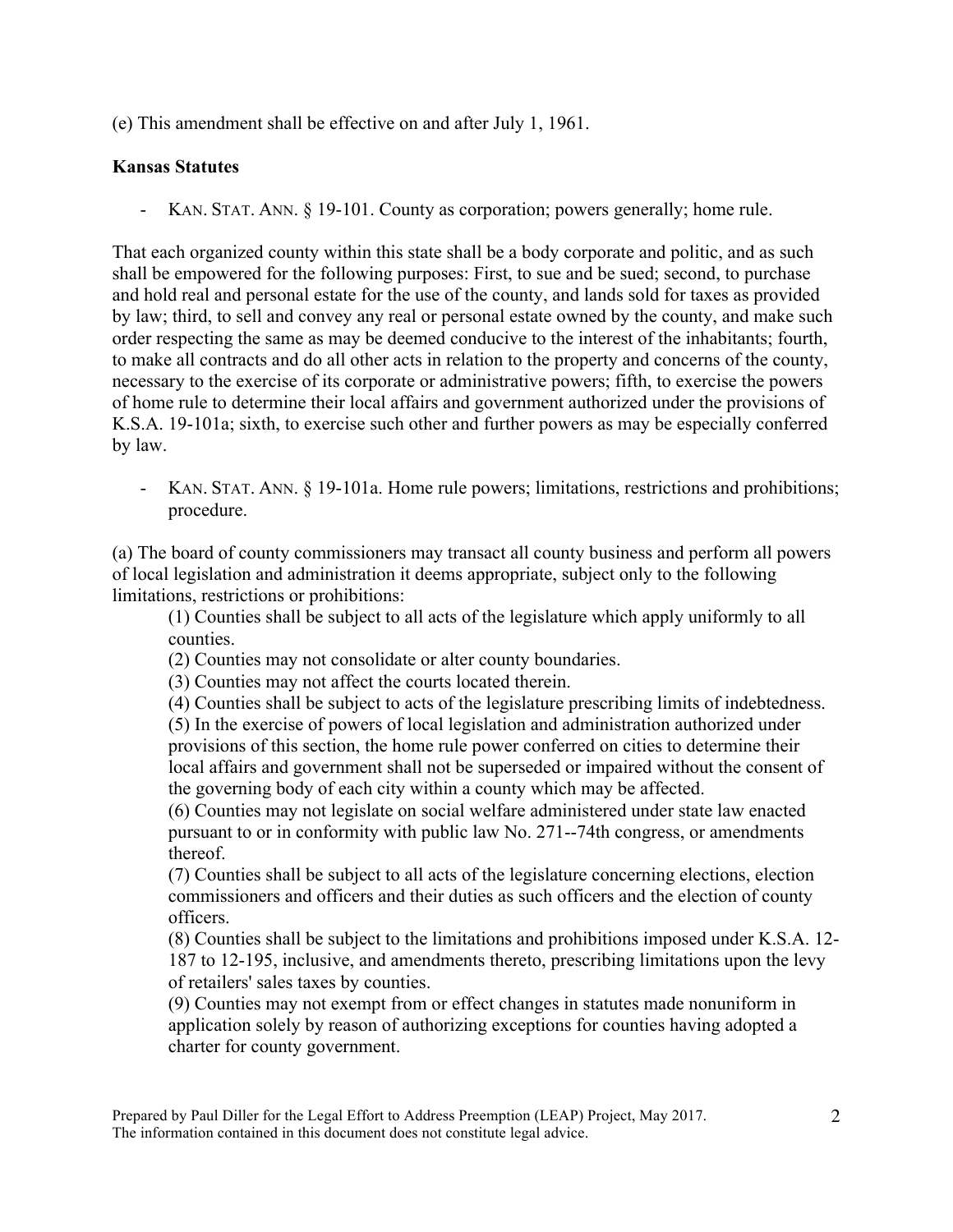(e) This amendment shall be effective on and after July 1, 1961.

**Kansas Statutes**

- KAN. STAT. ANN. § 19-101. County as corporation; powers generally; home rule.

That each organized county within this state shall be a body corporate and politic, and as such shall be empowered for the following purposes: First, to sue and be sued; second, to purchase and hold real and personal estate for the use of the county, and lands sold for taxes as provided by law; third, to sell and convey any real or personal estate owned by the county, and make such order respecting the same as may be deemed conducive to the interest of the inhabitants; fourth, to make all contracts and do all other acts in relation to the property and concerns of the county, necessary to the exercise of its corporate or administrative powers; fifth, to exercise the powers of home rule to determine their local affairs and government authorized under the provisions of K.S.A. 19-101a; sixth, to exercise such other and further powers as may be especially conferred by law.

- KAN. STAT. ANN. § 19-101a. Home rule powers; limitations, restrictions and prohibitions; procedure.

(a) The board of county commissioners may transact all county business and perform all powers of local legislation and administration it deems appropriate, subject only to the following limitations, restrictions or prohibitions:

(1) Counties shall be subject to all acts of the legislature which apply uniformly to all counties.

(2) Counties may not consolidate or alter county boundaries.

(3) Counties may not affect the courts located therein.

(4) Counties shall be subject to acts of the legislature prescribing limits of indebtedness.

(5) In the exercise of powers of local legislation and administration authorized under provisions of this section, the home rule power conferred on cities to determine their local affairs and government shall not be superseded or impaired without the consent of the governing body of each city within a county which may be affected.

(6) Counties may not legislate on social welfare administered under state law enacted pursuant to or in conformity with public law No. 271--74th congress, or amendments thereof.

(7) Counties shall be subject to all acts of the legislature concerning elections, election commissioners and officers and their duties as such officers and the election of county officers.

(8) Counties shall be subject to the limitations and prohibitions imposed under K.S.A. 12-187 to 12-195, inclusive, and amendments thereto, prescribing limitations upon the levy of retailers' sales taxes by counties.

(9) Counties may not exempt from or effect changes in statutes made nonuniform in application solely by reason of authorizing exceptions for counties having adopted a charter for county government.

Prepared by Paul Diller for the Legal Effort to Address Preemption (LEAP) Project, May 2017.
The information contained in this document does not constitute legal advice.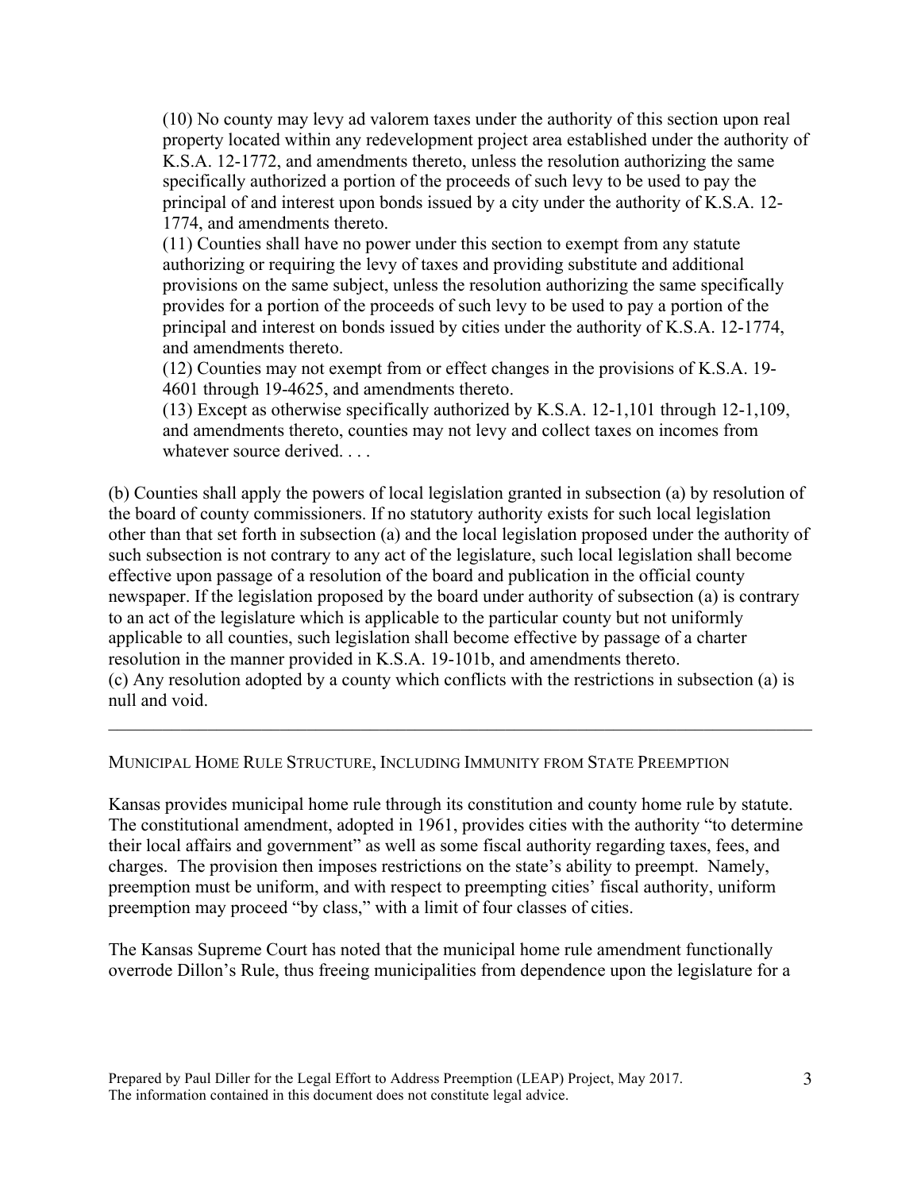(10) No county may levy ad valorem taxes under the authority of this section upon real property located within any redevelopment project area established under the authority of K.S.A. 12-1772, and amendments thereto, unless the resolution authorizing the same specifically authorized a portion of the proceeds of such levy to be used to pay the principal of and interest upon bonds issued by a city under the authority of K.S.A. 12-1774, and amendments thereto.
(11) Counties shall have no power under this section to exempt from any statute authorizing or requiring the levy of taxes and providing substitute and additional provisions on the same subject, unless the resolution authorizing the same specifically provides for a portion of the proceeds of such levy to be used to pay a portion of the principal and interest on bonds issued by cities under the authority of K.S.A. 12-1774, and amendments thereto.
(12) Counties may not exempt from or effect changes in the provisions of K.S.A. 19-4601 through 19-4625, and amendments thereto.
(13) Except as otherwise specifically authorized by K.S.A. 12-1,101 through 12-1,109, and amendments thereto, counties may not levy and collect taxes on incomes from whatever source derived. . . .

(b) Counties shall apply the powers of local legislation granted in subsection (a) by resolution of the board of county commissioners. If no statutory authority exists for such local legislation other than that set forth in subsection (a) and the local legislation proposed under the authority of such subsection is not contrary to any act of the legislature, such local legislation shall become effective upon passage of a resolution of the board and publication in the official county newspaper. If the legislation proposed by the board under authority of subsection (a) is contrary to an act of the legislature which is applicable to the particular county but not uniformly applicable to all counties, such legislation shall become effective by passage of a charter resolution in the manner provided in K.S.A. 19-101b, and amendments thereto.
(c) Any resolution adopted by a county which conflicts with the restrictions in subsection (a) is null and void.

---

## MUNICIPAL HOME RULE STRUCTURE, INCLUDING IMMUNITY FROM STATE PREEMPTION

Kansas provides municipal home rule through its constitution and county home rule by statute. The constitutional amendment, adopted in 1961, provides cities with the authority "to determine their local affairs and government" as well as some fiscal authority regarding taxes, fees, and charges. The provision then imposes restrictions on the state's ability to preempt. Namely, preemption must be uniform, and with respect to preempting cities' fiscal authority, uniform preemption may proceed "by class," with a limit of four classes of cities.

The Kansas Supreme Court has noted that the municipal home rule amendment functionally overrode Dillon's Rule, thus freeing municipalities from dependence upon the legislature for a

Prepared by Paul Diller for the Legal Effort to Address Preemption (LEAP) Project, May 2017.
The information contained in this document does not constitute legal advice.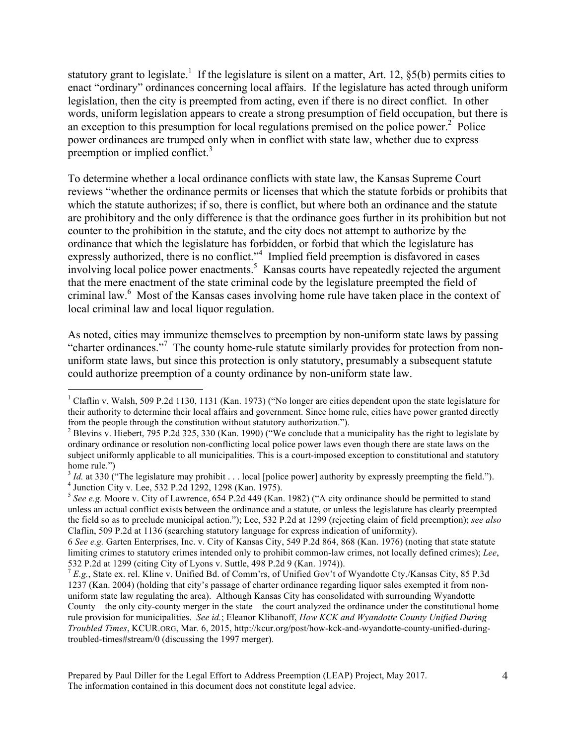statutory grant to legislate.[1] If the legislature is silent on a matter, Art. 12, §5(b) permits cities to enact "ordinary" ordinances concerning local affairs. If the legislature has acted through uniform legislation, then the city is preempted from acting, even if there is no direct conflict. In other words, uniform legislation appears to create a strong presumption of field occupation, but there is an exception to this presumption for local regulations premised on the police power.[2] Police power ordinances are trumped only when in conflict with state law, whether due to express preemption or implied conflict.[3]

To determine whether a local ordinance conflicts with state law, the Kansas Supreme Court reviews "whether the ordinance permits or licenses that which the statute forbids or prohibits that which the statute authorizes; if so, there is conflict, but where both an ordinance and the statute are prohibitory and the only difference is that the ordinance goes further in its prohibition but not counter to the prohibition in the statute, and the city does not attempt to authorize by the ordinance that which the legislature has forbidden, or forbid that which the legislature has expressly authorized, there is no conflict."[4] Implied field preemption is disfavored in cases involving local police power enactments.[5] Kansas courts have repeatedly rejected the argument that the mere enactment of the state criminal code by the legislature preempted the field of criminal law.[6] Most of the Kansas cases involving home rule have taken place in the context of local criminal law and local liquor regulation.

As noted, cities may immunize themselves to preemption by non-uniform state laws by passing "charter ordinances."[7] The county home-rule statute similarly provides for protection from non-uniform state laws, but since this protection is only statutory, presumably a subsequent statute could authorize preemption of a county ordinance by non-uniform state law.

---

[1] Claflin v. Walsh, 509 P.2d 1130, 1131 (Kan. 1973) ("No longer are cities dependent upon the state legislature for their authority to determine their local affairs and government. Since home rule, cities have power granted directly from the people through the constitution without statutory authorization.").

[2] Blevins v. Hiebert, 795 P.2d 325, 330 (Kan. 1990) ("We conclude that a municipality has the right to legislate by ordinary ordinance or resolution non-conflicting local police power laws even though there are state laws on the subject uniformly applicable to all municipalities. This is a court-imposed exception to constitutional and statutory home rule.")

[3] *Id.* at 330 ("The legislature may prohibit . . . local [police power] authority by expressly preempting the field.").

[4] Junction City v. Lee, 532 P.2d 1292, 1298 (Kan. 1975).

[5] *See e.g.* Moore v. City of Lawrence, 654 P.2d 449 (Kan. 1982) ("A city ordinance should be permitted to stand unless an actual conflict exists between the ordinance and a statute, or unless the legislature has clearly preempted the field so as to preclude municipal action."); Lee, 532 P.2d at 1299 (rejecting claim of field preemption); *see also* Claflin, 509 P.2d at 1136 (searching statutory language for express indication of uniformity).

[6] *See e.g.* Garten Enterprises, Inc. v. City of Kansas City, 549 P.2d 864, 868 (Kan. 1976) (noting that state statute limiting crimes to statutory crimes intended only to prohibit common-law crimes, not locally defined crimes); *Lee*, 532 P.2d at 1299 (citing City of Lyons v. Suttle, 498 P.2d 9 (Kan. 1974)).

[7] *E.g.*, State ex. rel. Kline v. Unified Bd. of Comm'rs, of Unified Gov't of Wyandotte Cty./Kansas City, 85 P.3d 1237 (Kan. 2004) (holding that city's passage of charter ordinance regarding liquor sales exempted it from non-uniform state law regulating the area). Although Kansas City has consolidated with surrounding Wyandotte County—the only city-county merger in the state—the court analyzed the ordinance under the constitutional home rule provision for municipalities. *See id.*; Eleanor Klibanoff, *How KCK and Wyandotte County Unified During Troubled Times*, KCUR.ORG, Mar. 6, 2015, http://kcur.org/post/how-kck-and-wyandotte-county-unified-during-troubled-times#stream/0 (discussing the 1997 merger).

Prepared by Paul Diller for the Legal Effort to Address Preemption (LEAP) Project, May 2017.
The information contained in this document does not constitute legal advice.